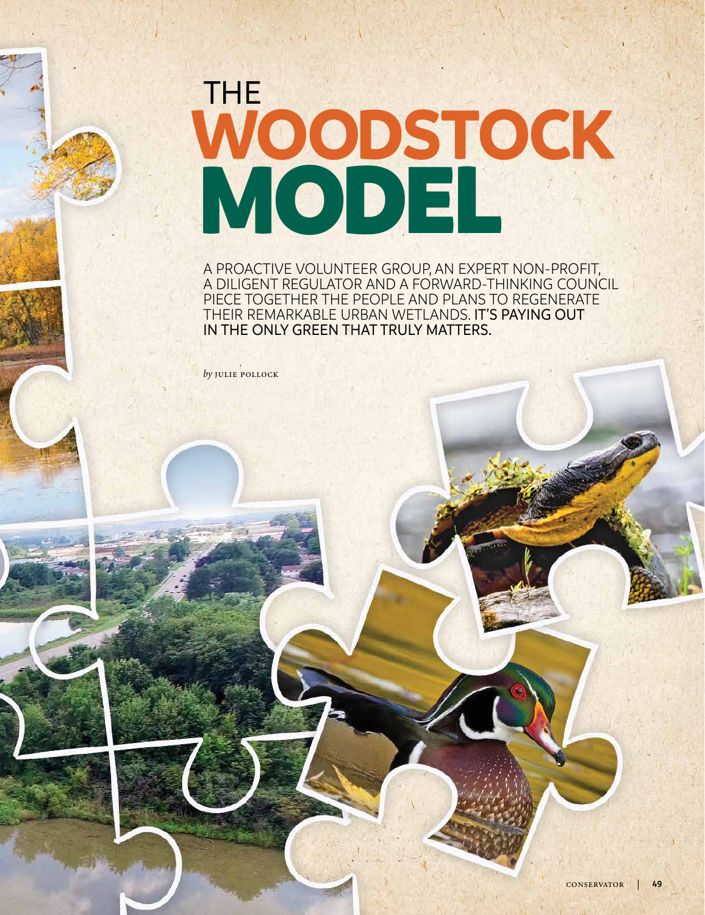# THE WOODSTOCK MODEL

A PROACTIVE VOLUNTEER GROUP, AN EXPERT NON-PROFIT, A DILIGENT REGULATOR AND A FORWARD-THINKING COUNCIL PIECE TOGETHER THE PEOPLE AND PLANS TO REGENERATE THEIR REMARKABLE URBAN WETLANDS. **IT'S PAYING OUT IN THE ONLY GREEN THAT TRULY MATTERS.**

*by* JULIE POLLOCK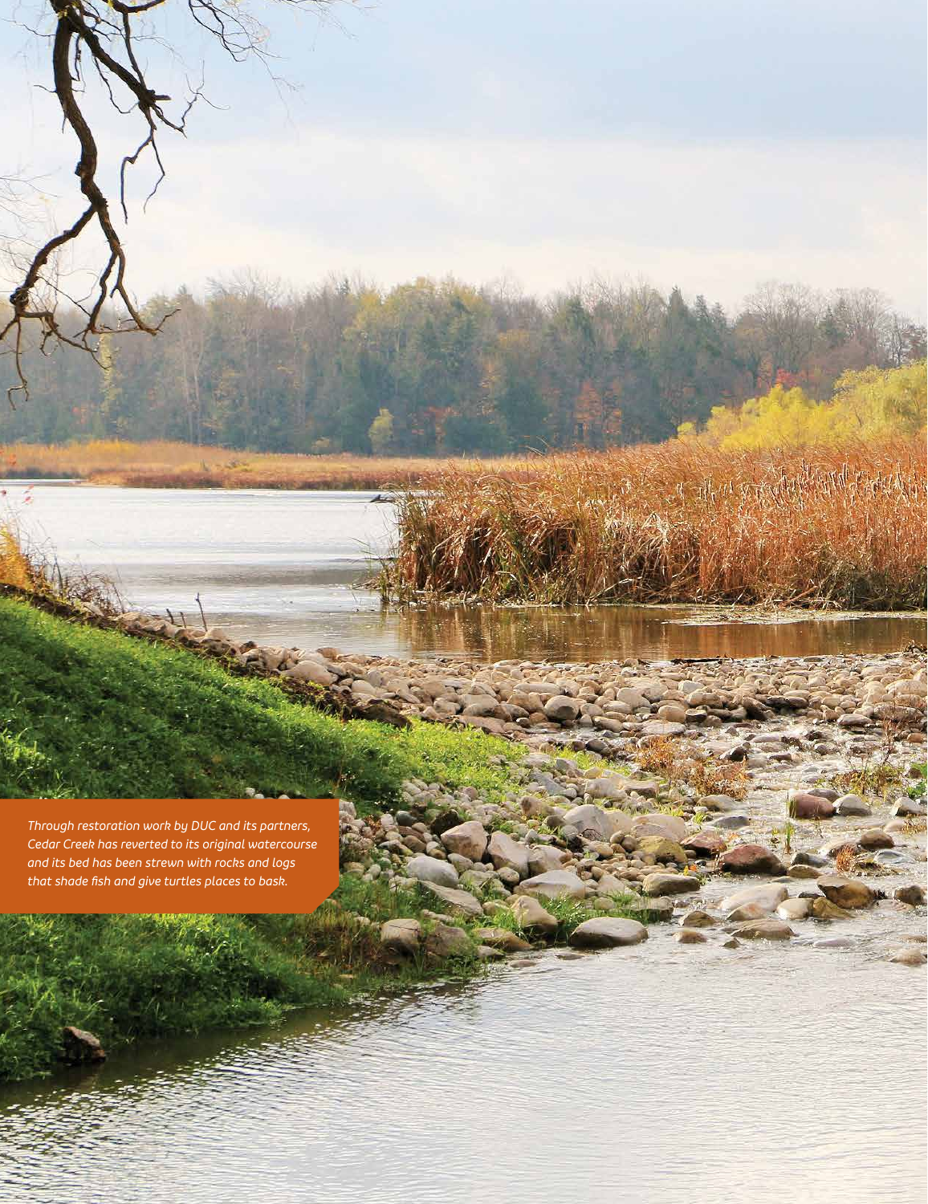*Through restoration work by DUC and its partners, Cedar Creek has reverted to its original watercourse and its bed has been strewn with rocks and logs that shade fish and give turtles places to bask.*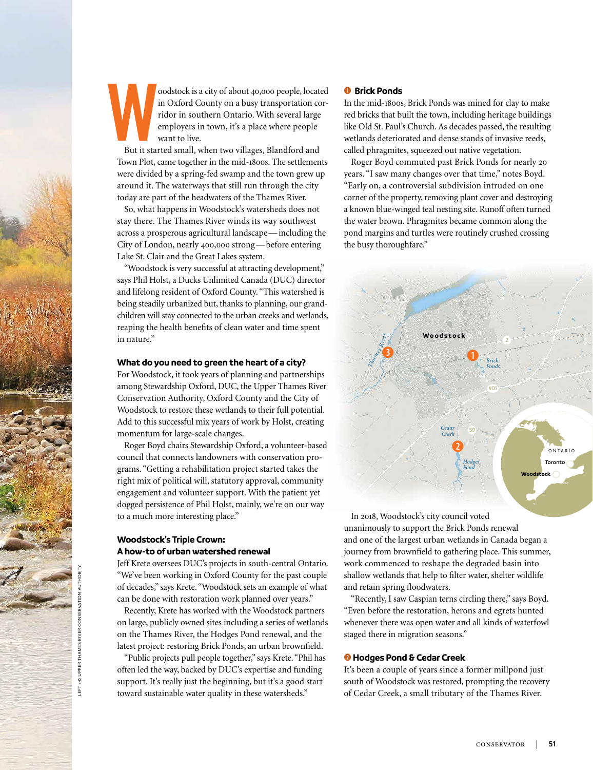Woodstock is a city of about 40,000 people, located in Oxford County on a busy transportation corridor in southern Ontario. With several large employers in town, it's a place where people want to live.

But it started small, when two villages, Blandford and Town Plot, came together in the mid-1800s. The settlements were divided by a spring-fed swamp and the town grew up around it. The waterways that still run through the city today are part of the headwaters of the Thames River.

So, what happens in Woodstock's watersheds does not stay there. The Thames River winds its way southwest across a prosperous agricultural landscape—including the City of London, nearly 400,000 strong—before entering Lake St. Clair and the Great Lakes system.

"Woodstock is very successful at attracting development," says Phil Holst, a Ducks Unlimited Canada (DUC) director and lifelong resident of Oxford County. "This watershed is being steadily urbanized but, thanks to planning, our grandchildren will stay connected to the urban creeks and wetlands, reaping the health benefits of clean water and time spent in nature."

### What do you need to green the heart of a city?

For Woodstock, it took years of planning and partnerships among Stewardship Oxford, DUC, the Upper Thames River Conservation Authority, Oxford County and the City of Woodstock to restore these wetlands to their full potential. Add to this successful mix years of work by Holst, creating momentum for large-scale changes.

Roger Boyd chairs Stewardship Oxford, a volunteer-based council that connects landowners with conservation programs. "Getting a rehabilitation project started takes the right mix of political will, statutory approval, community engagement and volunteer support. With the patient yet dogged persistence of Phil Holst, mainly, we're on our way to a much more interesting place."

### Woodstock's Triple Crown: A how-to of urban watershed renewal

Jeff Krete oversees DUC's projects in south-central Ontario. "We've been working in Oxford County for the past couple of decades," says Krete. "Woodstock sets an example of what can be done with restoration work planned over years."

Recently, Krete has worked with the Woodstock partners on large, publicly owned sites including a series of wetlands on the Thames River, the Hodges Pond renewal, and the latest project: restoring Brick Ponds, an urban brownfield.

"Public projects pull people together," says Krete. "Phil has often led the way, backed by DUC's expertise and funding support. It's really just the beginning, but it's a good start toward sustainable water quality in these watersheds."

### 1 Brick Ponds

In the mid-1800s, Brick Ponds was mined for clay to make red bricks that built the town, including heritage buildings like Old St. Paul's Church. As decades passed, the resulting wetlands deteriorated and dense stands of invasive reeds, called phragmites, squeezed out native vegetation.

Roger Boyd commuted past Brick Ponds for nearly 20 years. "I saw many changes over that time," notes Boyd. "Early on, a controversial subdivision intruded on one corner of the property, removing plant cover and destroying a known blue-winged teal nesting site. Runoff often turned the water brown. Phragmites became common along the pond margins and turtles were routinely crushed crossing the busy thoroughfare."

In 2018, Woodstock's city council voted unanimously to support the Brick Ponds renewal and one of the largest urban wetlands in Canada began a journey from brownfield to gathering place. This summer, work commenced to reshape the degraded basin into shallow wetlands that help to filter water, shelter wildlife and retain spring floodwaters.

"Recently, I saw Caspian terns circling there," says Boyd. "Even before the restoration, herons and egrets hunted whenever there was open water and all kinds of waterfowl staged there in migration seasons."

### 2 Hodges Pond & Cedar Creek

It's been a couple of years since a former millpond just south of Woodstock was restored, prompting the recovery of Cedar Creek, a small tributary of the Thames River.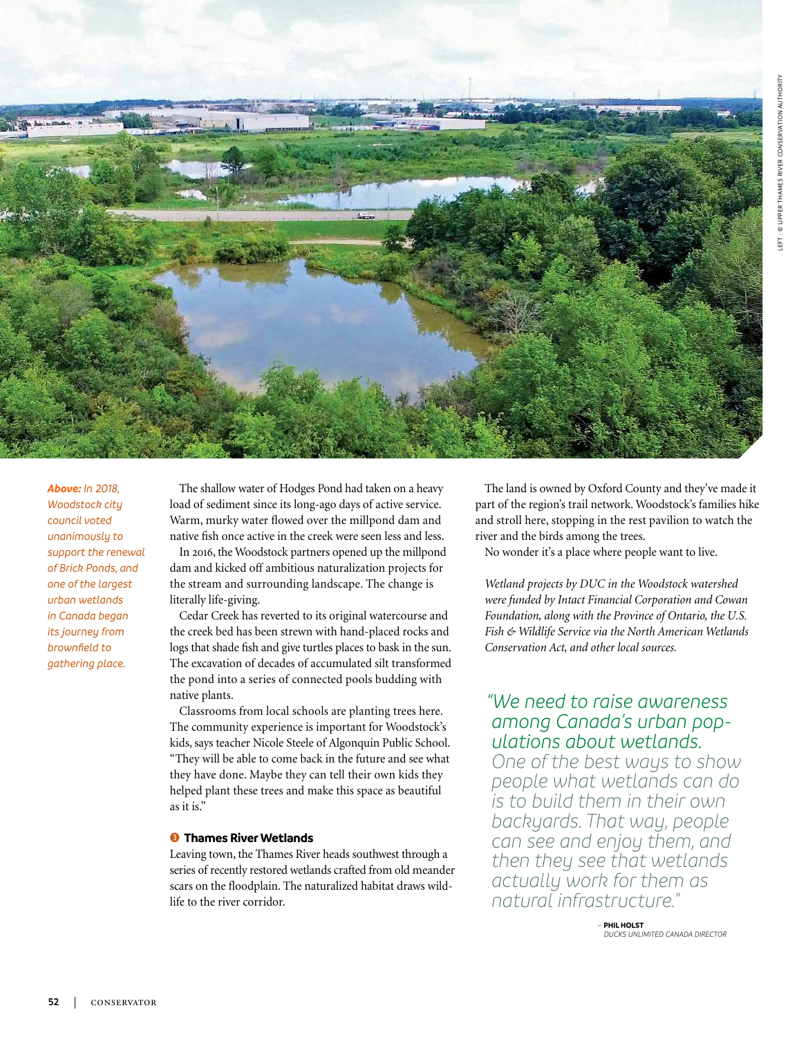***Above:*** *In 2018, Woodstock city council voted unanimously to support the renewal of Brick Ponds, and one of the largest urban wetlands in Canada began its journey from brownfield to gathering place.*

The shallow water of Hodges Pond had taken on a heavy load of sediment since its long-ago days of active service. Warm, murky water flowed over the millpond dam and native fish once active in the creek were seen less and less.

In 2016, the Woodstock partners opened up the millpond dam and kicked off ambitious naturalization projects for the stream and surrounding landscape. The change is literally life-giving.

Cedar Creek has reverted to its original watercourse and the creek bed has been strewn with hand-placed rocks and logs that shade fish and give turtles places to bask in the sun. The excavation of decades of accumulated silt transformed the pond into a series of connected pools budding with native plants.

Classrooms from local schools are planting trees here. The community experience is important for Woodstock's kids, says teacher Nicole Steele of Algonquin Public School. "They will be able to come back in the future and see what they have done. Maybe they can tell their own kids they helped plant these trees and make this space as beautiful as it is."

### 3 Thames River Wetlands

Leaving town, the Thames River heads southwest through a series of recently restored wetlands crafted from old meander scars on the floodplain. The naturalized habitat draws wildlife to the river corridor.

The land is owned by Oxford County and they've made it part of the region's trail network. Woodstock's families hike and stroll here, stopping in the rest pavilion to watch the river and the birds among the trees.

No wonder it's a place where people want to live.

*Wetland projects by DUC in the Woodstock watershed were funded by Intact Financial Corporation and Cowan Foundation, along with the Province of Ontario, the U.S. Fish & Wildlife Service via the North American Wetlands Conservation Act, and other local sources.*

> *"We need to raise awareness among Canada's urban populations about wetlands. One of the best ways to show people what wetlands can do is to build them in their own backyards. That way, people can see and enjoy them, and then they see that wetlands actually work for them as natural infrastructure."*
>
> – **PHIL HOLST**
> *DUCKS UNLIMITED CANADA DIRECTOR*

LEFT: © UPPER THAMES RIVER CONSERVATION AUTHORITY